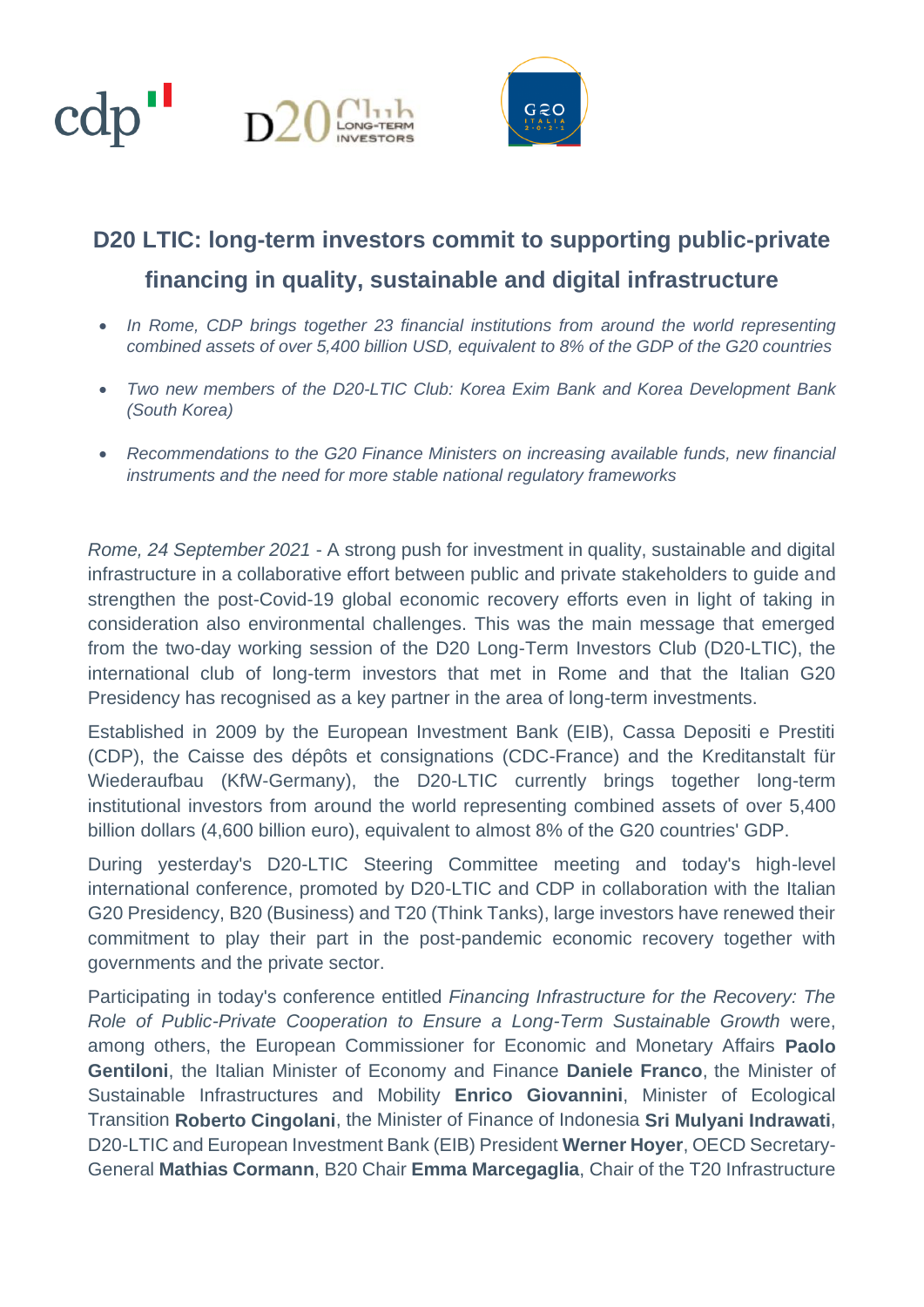# D20 LTIC: long-term investors commit to supporting public-private financing in quality, sustainable and digital infrastructure

- *In Rome, CDP brings together 23 financial institutions from around the world representing combined assets of over 5,400 billion USD, equivalent to 8% of the GDP of the G20 countries*
- *Two new members of the D20-LTIC Club: Korea Exim Bank and Korea Development Bank (South Korea)*
- *Recommendations to the G20 Finance Ministers on increasing available funds, new financial instruments and the need for more stable national regulatory frameworks*

*Rome, 24 September 2021* - A strong push for investment in quality, sustainable and digital infrastructure in a collaborative effort between public and private stakeholders to guide and strengthen the post-Covid-19 global economic recovery efforts even in light of taking in consideration also environmental challenges. This was the main message that emerged from the two-day working session of the D20 Long-Term Investors Club (D20-LTIC), the international club of long-term investors that met in Rome and that the Italian G20 Presidency has recognised as a key partner in the area of long-term investments.

Established in 2009 by the European Investment Bank (EIB), Cassa Depositi e Prestiti (CDP), the Caisse des dépôts et consignations (CDC-France) and the Kreditanstalt für Wiederaufbau (KfW-Germany), the D20-LTIC currently brings together long-term institutional investors from around the world representing combined assets of over 5,400 billion dollars (4,600 billion euro), equivalent to almost 8% of the G20 countries' GDP.

During yesterday's D20-LTIC Steering Committee meeting and today's high-level international conference, promoted by D20-LTIC and CDP in collaboration with the Italian G20 Presidency, B20 (Business) and T20 (Think Tanks), large investors have renewed their commitment to play their part in the post-pandemic economic recovery together with governments and the private sector.

Participating in today's conference entitled *Financing Infrastructure for the Recovery: The Role of Public-Private Cooperation to Ensure a Long-Term Sustainable Growth* were, among others, the European Commissioner for Economic and Monetary Affairs **Paolo Gentiloni**, the Italian Minister of Economy and Finance **Daniele Franco**, the Minister of Sustainable Infrastructures and Mobility **Enrico Giovannini**, Minister of Ecological Transition **Roberto Cingolani**, the Minister of Finance of Indonesia **Sri Mulyani Indrawati**, D20-LTIC and European Investment Bank (EIB) President **Werner Hoyer**, OECD Secretary-General **Mathias Cormann**, B20 Chair **Emma Marcegaglia**, Chair of the T20 Infrastructure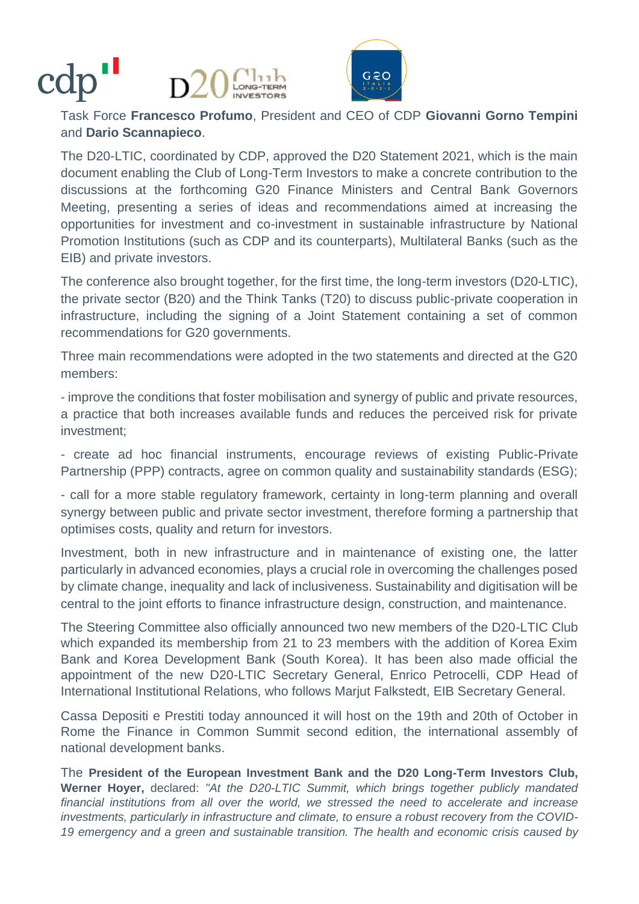Task Force **Francesco Profumo**, President and CEO of CDP **Giovanni Gorno Tempini** and **Dario Scannapieco**.

The D20-LTIC, coordinated by CDP, approved the D20 Statement 2021, which is the main document enabling the Club of Long-Term Investors to make a concrete contribution to the discussions at the forthcoming G20 Finance Ministers and Central Bank Governors Meeting, presenting a series of ideas and recommendations aimed at increasing the opportunities for investment and co-investment in sustainable infrastructure by National Promotion Institutions (such as CDP and its counterparts), Multilateral Banks (such as the EIB) and private investors.

The conference also brought together, for the first time, the long-term investors (D20-LTIC), the private sector (B20) and the Think Tanks (T20) to discuss public-private cooperation in infrastructure, including the signing of a Joint Statement containing a set of common recommendations for G20 governments.

Three main recommendations were adopted in the two statements and directed at the G20 members:

- improve the conditions that foster mobilisation and synergy of public and private resources, a practice that both increases available funds and reduces the perceived risk for private investment;

- create ad hoc financial instruments, encourage reviews of existing Public-Private Partnership (PPP) contracts, agree on common quality and sustainability standards (ESG);

- call for a more stable regulatory framework, certainty in long-term planning and overall synergy between public and private sector investment, therefore forming a partnership that optimises costs, quality and return for investors.

Investment, both in new infrastructure and in maintenance of existing one, the latter particularly in advanced economies, plays a crucial role in overcoming the challenges posed by climate change, inequality and lack of inclusiveness. Sustainability and digitisation will be central to the joint efforts to finance infrastructure design, construction, and maintenance.

The Steering Committee also officially announced two new members of the D20-LTIC Club which expanded its membership from 21 to 23 members with the addition of Korea Exim Bank and Korea Development Bank (South Korea). It has been also made official the appointment of the new D20-LTIC Secretary General, Enrico Petrocelli, CDP Head of International Institutional Relations, who follows Marjut Falkstedt, EIB Secretary General.

Cassa Depositi e Prestiti today announced it will host on the 19th and 20th of October in Rome the Finance in Common Summit second edition, the international assembly of national development banks.

The **President of the European Investment Bank and the D20 Long-Term Investors Club, Werner Hoyer,** declared: *"At the D20-LTIC Summit, which brings together publicly mandated financial institutions from all over the world, we stressed the need to accelerate and increase investments, particularly in infrastructure and climate, to ensure a robust recovery from the COVID-19 emergency and a green and sustainable transition. The health and economic crisis caused by*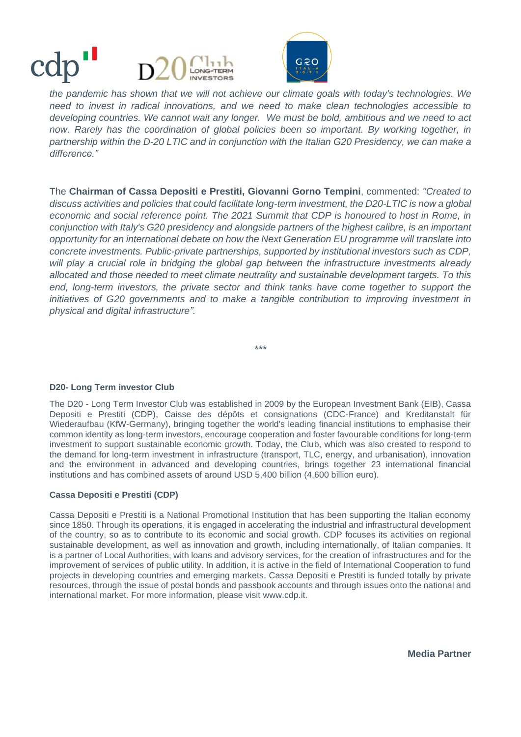*the pandemic has shown that we will not achieve our climate goals with today's technologies. We need to invest in radical innovations, and we need to make clean technologies accessible to developing countries. We cannot wait any longer. We must be bold, ambitious and we need to act now. Rarely has the coordination of global policies been so important. By working together, in partnership within the D-20 LTIC and in conjunction with the Italian G20 Presidency, we can make a difference."*

The **Chairman of Cassa Depositi e Prestiti, Giovanni Gorno Tempini**, commented: *"Created to discuss activities and policies that could facilitate long-term investment, the D20-LTIC is now a global economic and social reference point. The 2021 Summit that CDP is honoured to host in Rome, in conjunction with Italy's G20 presidency and alongside partners of the highest calibre, is an important opportunity for an international debate on how the Next Generation EU programme will translate into concrete investments. Public-private partnerships, supported by institutional investors such as CDP, will play a crucial role in bridging the global gap between the infrastructure investments already allocated and those needed to meet climate neutrality and sustainable development targets. To this end, long-term investors, the private sector and think tanks have come together to support the initiatives of G20 governments and to make a tangible contribution to improving investment in physical and digital infrastructure".*

***

**D20- Long Term investor Club**

The D20 - Long Term Investor Club was established in 2009 by the European Investment Bank (EIB), Cassa Depositi e Prestiti (CDP), Caisse des dépôts et consignations (CDC-France) and Kreditanstalt für Wiederaufbau (KfW-Germany), bringing together the world's leading financial institutions to emphasise their common identity as long-term investors, encourage cooperation and foster favourable conditions for long-term investment to support sustainable economic growth. Today, the Club, which was also created to respond to the demand for long-term investment in infrastructure (transport, TLC, energy, and urbanisation), innovation and the environment in advanced and developing countries, brings together 23 international financial institutions and has combined assets of around USD 5,400 billion (4,600 billion euro).

**Cassa Depositi e Prestiti (CDP)**

Cassa Depositi e Prestiti is a National Promotional Institution that has been supporting the Italian economy since 1850. Through its operations, it is engaged in accelerating the industrial and infrastructural development of the country, so as to contribute to its economic and social growth. CDP focuses its activities on regional sustainable development, as well as innovation and growth, including internationally, of Italian companies. It is a partner of Local Authorities, with loans and advisory services, for the creation of infrastructures and for the improvement of services of public utility. In addition, it is active in the field of International Cooperation to fund projects in developing countries and emerging markets. Cassa Depositi e Prestiti is funded totally by private resources, through the issue of postal bonds and passbook accounts and through issues onto the national and international market. For more information, please visit www.cdp.it.

**Media Partner**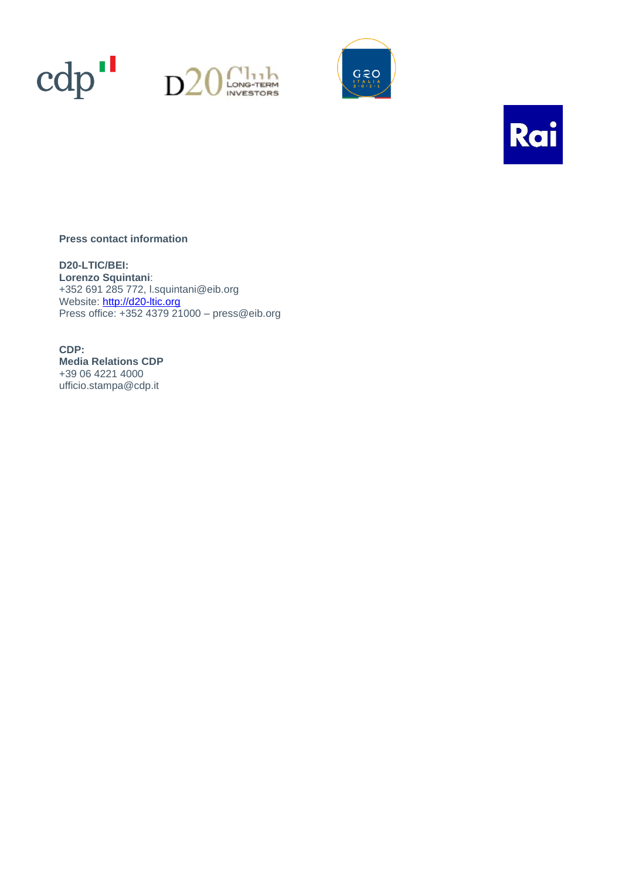**Press contact information**

**D20-LTIC/BEI:**
**Lorenzo Squintani**:
+352 691 285 772, l.squintani@eib.org
Website: http://d20-ltic.org
Press office: +352 4379 21000 – press@eib.org

**CDP:**
**Media Relations CDP**
+39 06 4221 4000
ufficio.stampa@cdp.it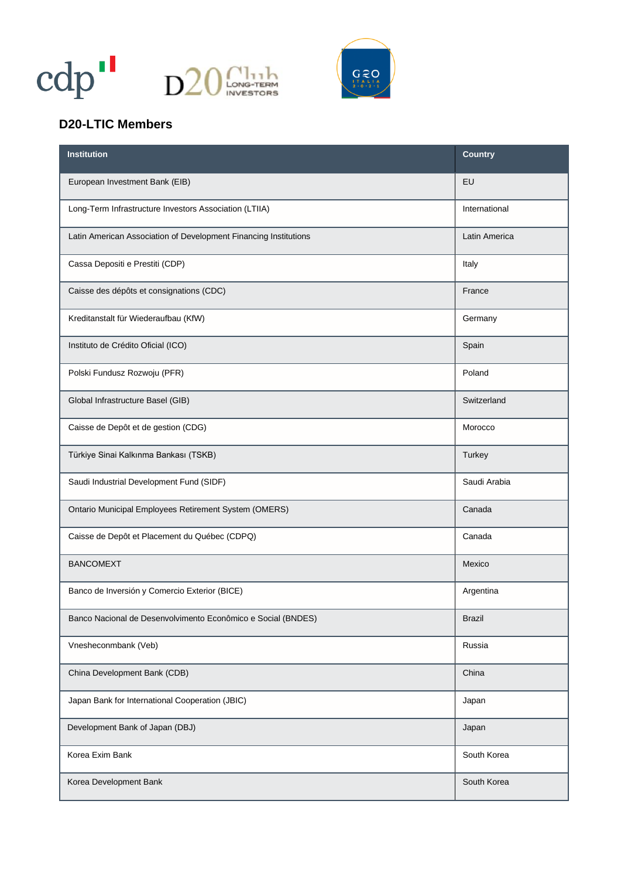## D20-LTIC Members

| Institution | Country |
| --- | --- |
| European Investment Bank (EIB) | EU |
| Long-Term Infrastructure Investors Association (LTIIA) | International |
| Latin American Association of Development Financing Institutions | Latin America |
| Cassa Depositi e Prestiti (CDP) | Italy |
| Caisse des dépôts et consignations (CDC) | France |
| Kreditanstalt für Wiederaufbau (KfW) | Germany |
| Instituto de Crédito Oficial (ICO) | Spain |
| Polski Fundusz Rozwoju (PFR) | Poland |
| Global Infrastructure Basel (GIB) | Switzerland |
| Caisse de Depôt et de gestion (CDG) | Morocco |
| Türkiye Sinai Kalkınma Bankası (TSKB) | Turkey |
| Saudi Industrial Development Fund (SIDF) | Saudi Arabia |
| Ontario Municipal Employees Retirement System (OMERS) | Canada |
| Caisse de Depôt et Placement du Québec (CDPQ) | Canada |
| BANCOMEXT | Mexico |
| Banco de Inversión y Comercio Exterior (BICE) | Argentina |
| Banco Nacional de Desenvolvimento Econômico e Social (BNDES) | Brazil |
| Vnesheconmbank (Veb) | Russia |
| China Development Bank (CDB) | China |
| Japan Bank for International Cooperation (JBIC) | Japan |
| Development Bank of Japan (DBJ) | Japan |
| Korea Exim Bank | South Korea |
| Korea Development Bank | South Korea |